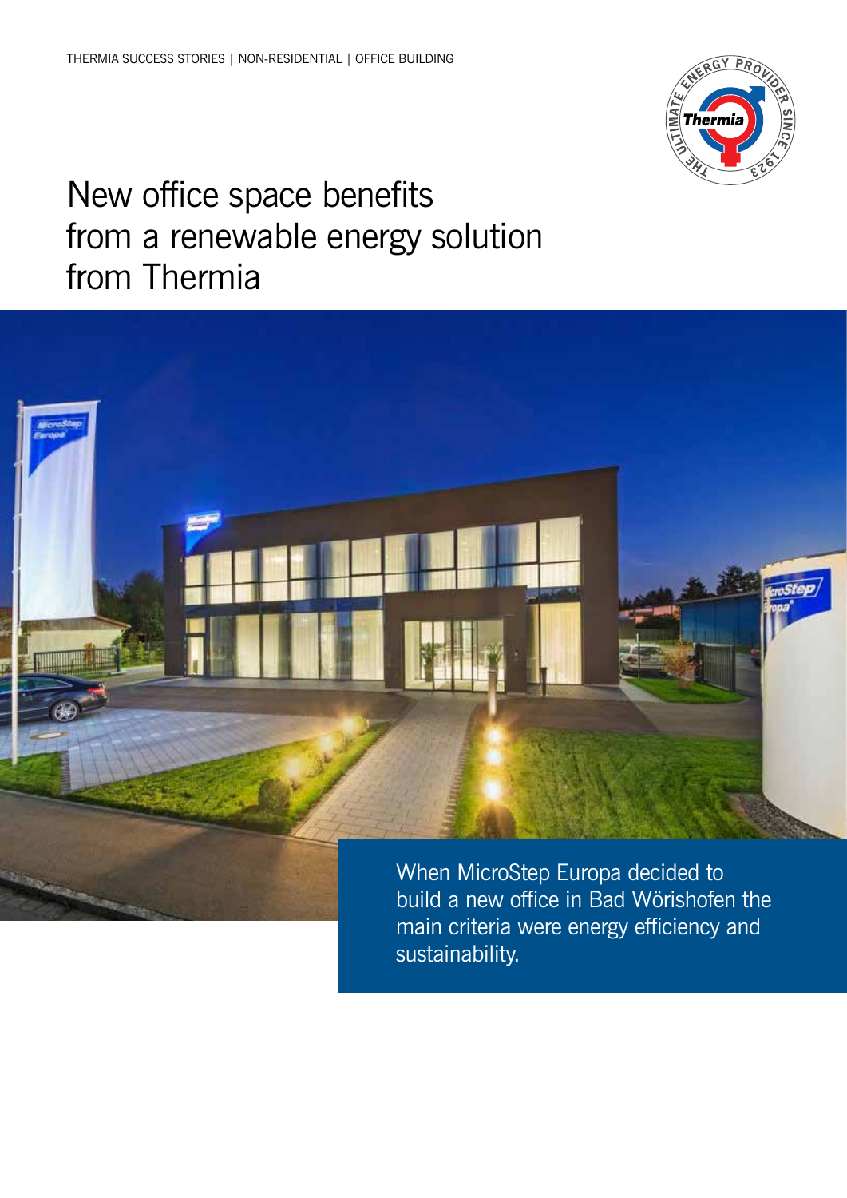THERMIA SUCCESS STORIES | NON-RESIDENTIAL | OFFICE BUILDING

# New office space benefits from a renewable energy solution from Thermia

When MicroStep Europa decided to build a new office in Bad Wörishofen the main criteria were energy efficiency and sustainability.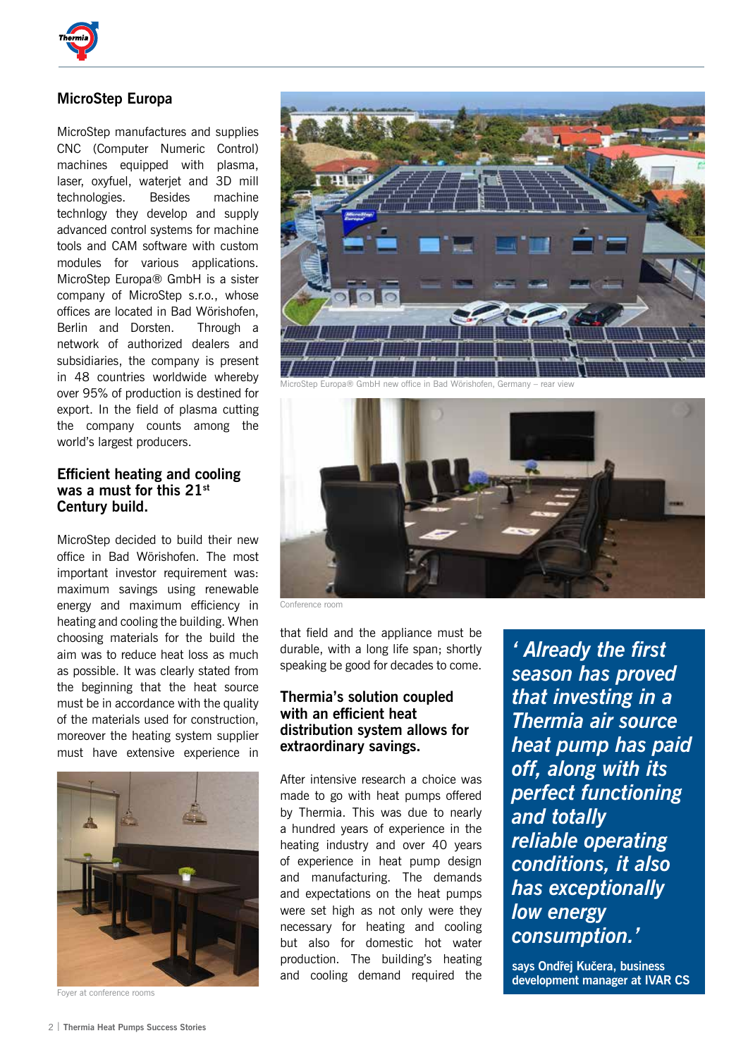## MicroStep Europa

MicroStep manufactures and supplies CNC (Computer Numeric Control) machines equipped with plasma, laser, oxyfuel, waterjet and 3D mill technologies. Besides machine technlogy they develop and supply advanced control systems for machine tools and CAM software with custom modules for various applications. MicroStep Europa® GmbH is a sister company of MicroStep s.r.o., whose offices are located in Bad Wörishofen, Berlin and Dorsten. Through a network of authorized dealers and subsidiaries, the company is present in 48 countries worldwide whereby over 95% of production is destined for export. In the field of plasma cutting the company counts among the world's largest producers.

### Efficient heating and cooling was a must for this 21st Century build.

MicroStep decided to build their new office in Bad Wörishofen. The most important investor requirement was: maximum savings using renewable energy and maximum efficiency in heating and cooling the building. When choosing materials for the build the aim was to reduce heat loss as much as possible. It was clearly stated from the beginning that the heat source must be in accordance with the quality of the materials used for construction, moreover the heating system supplier must have extensive experience in that field and the appliance must be durable, with a long life span; shortly speaking be good for decades to come.

Foyer at conference rooms

MicroStep Europa® GmbH new office in Bad Wörishofen, Germany – rear view

Conference room

### Thermia's solution coupled with an efficient heat distribution system allows for extraordinary savings.

After intensive research a choice was made to go with heat pumps offered by Thermia. This was due to nearly a hundred years of experience in the heating industry and over 40 years of experience in heat pump design and manufacturing. The demands and expectations on the heat pumps were set high as not only were they necessary for heating and cooling but also for domestic hot water production. The building's heating and cooling demand required the

> ***' Already the first season has proved that investing in a Thermia air source heat pump has paid off, along with its perfect functioning and totally reliable operating conditions, it also has exceptionally low energy consumption.'***
>
> **says Ondřej Kučera, business development manager at IVAR CS**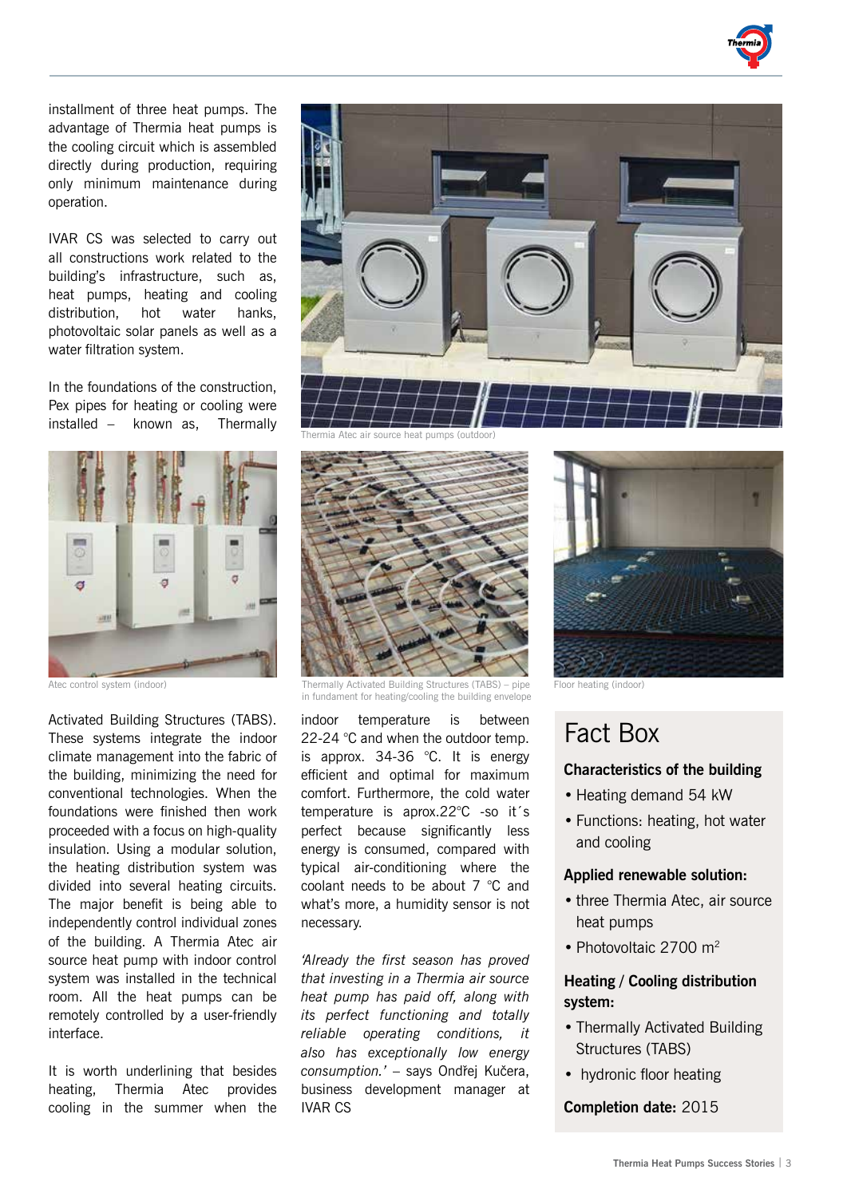installment of three heat pumps. The advantage of Thermia heat pumps is the cooling circuit which is assembled directly during production, requiring only minimum maintenance during operation.

IVAR CS was selected to carry out all constructions work related to the building's infrastructure, such as, heat pumps, heating and cooling distribution, hot water hanks, photovoltaic solar panels as well as a water filtration system.

In the foundations of the construction, Pex pipes for heating or cooling were installed – known as, Thermally Activated Building Structures (TABS). These systems integrate the indoor climate management into the fabric of the building, minimizing the need for conventional technologies. When the foundations were finished then work proceeded with a focus on high-quality insulation. Using a modular solution, the heating distribution system was divided into several heating circuits. The major benefit is being able to independently control individual zones of the building. A Thermia Atec air source heat pump with indoor control system was installed in the technical room. All the heat pumps can be remotely controlled by a user-friendly interface.

It is worth underlining that besides heating, Thermia Atec provides cooling in the summer when the indoor temperature is between 22-24 °C and when the outdoor temp. is approx. 34-36 °C. It is energy efficient and optimal for maximum comfort. Furthermore, the cold water temperature is aprox.22°C -so it´s perfect because significantly less energy is consumed, compared with typical air-conditioning where the coolant needs to be about 7 °C and what's more, a humidity sensor is not necessary.

*'Already the first season has proved that investing in a Thermia air source heat pump has paid off, along with its perfect functioning and totally reliable operating conditions, it also has exceptionally low energy consumption.'* – says Ondřej Kučera, business development manager at IVAR CS

Thermia Atec air source heat pumps (outdoor)

Atec control system (indoor)

Thermally Activated Building Structures (TABS) – pipe in fundament for heating/cooling the building envelope

Floor heating (indoor)

# Fact Box

**Characteristics of the building**

- Heating demand 54 kW
- Functions: heating, hot water and cooling

**Applied renewable solution:**

- three Thermia Atec, air source heat pumps
- Photovoltaic 2700 m$^2$

**Heating / Cooling distribution system:**

- Thermally Activated Building Structures (TABS)
- hydronic floor heating

**Completion date:** 2015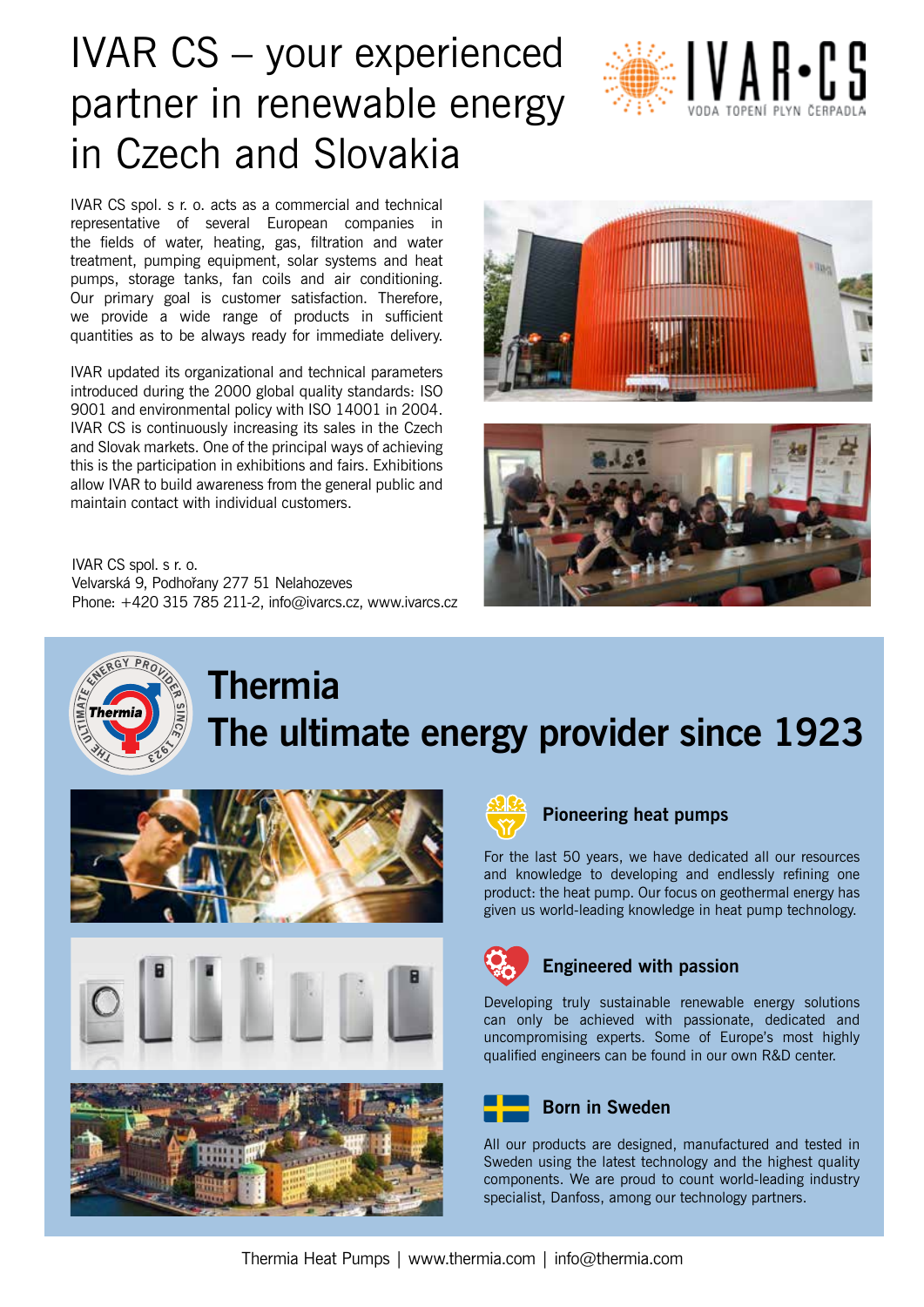# IVAR CS – your experienced partner in renewable energy in Czech and Slovakia

IVAR CS spol. s r. o. acts as a commercial and technical representative of several European companies in the fields of water, heating, gas, filtration and water treatment, pumping equipment, solar systems and heat pumps, storage tanks, fan coils and air conditioning. Our primary goal is customer satisfaction. Therefore, we provide a wide range of products in sufficient quantities as to be always ready for immediate delivery.

IVAR updated its organizational and technical parameters introduced during the 2000 global quality standards: ISO 9001 and environmental policy with ISO 14001 in 2004. IVAR CS is continuously increasing its sales in the Czech and Slovak markets. One of the principal ways of achieving this is the participation in exhibitions and fairs. Exhibitions allow IVAR to build awareness from the general public and maintain contact with individual customers.

IVAR CS spol. s r. o.
Velvarská 9, Podhořany 277 51 Nelahozeves
Phone: +420 315 785 211-2, info@ivarcs.cz, www.ivarcs.cz

# Thermia
## The ultimate energy provider since 1923

### Pioneering heat pumps

For the last 50 years, we have dedicated all our resources and knowledge to developing and endlessly refining one product: the heat pump. Our focus on geothermal energy has given us world-leading knowledge in heat pump technology.

### Engineered with passion

Developing truly sustainable renewable energy solutions can only be achieved with passionate, dedicated and uncompromising experts. Some of Europe's most highly qualified engineers can be found in our own R&D center.

### Born in Sweden

All our products are designed, manufactured and tested in Sweden using the latest technology and the highest quality components. We are proud to count world-leading industry specialist, Danfoss, among our technology partners.

Thermia Heat Pumps | www.thermia.com | info@thermia.com